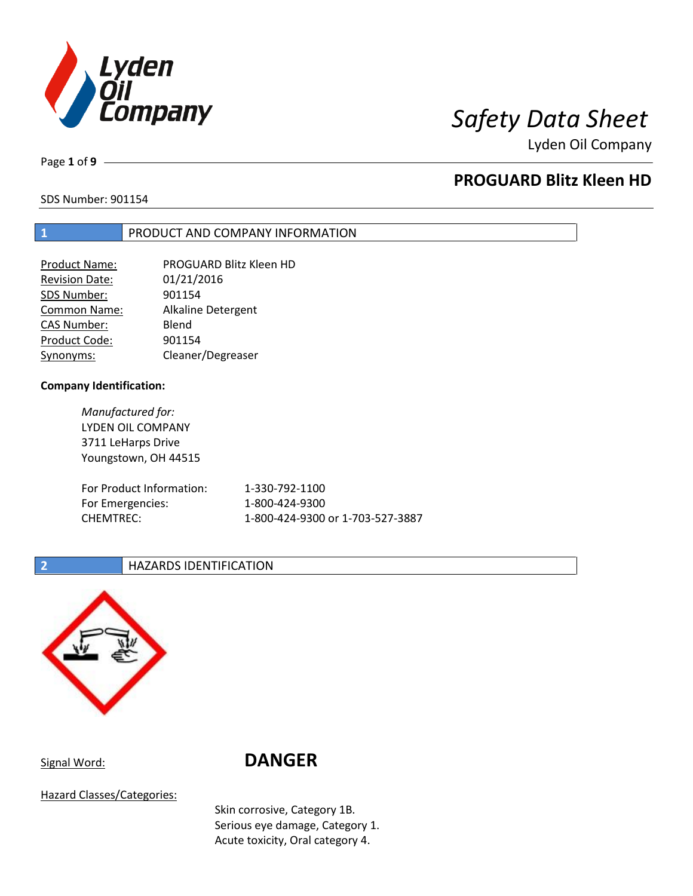# Safety Data Sheet

Lyden Oil Company

## PROGUARD Blitz Kleen HD

SDS Number: 901154

## 1 PRODUCT AND COMPANY INFORMATION

| | |
|---|---|
| Product Name: | PROGUARD Blitz Kleen HD |
| Revision Date: | 01/21/2016 |
| SDS Number: | 901154 |
| Common Name: | Alkaline Detergent |
| CAS Number: | Blend |
| Product Code: | 901154 |
| Synonyms: | Cleaner/Degreaser |

**Company Identification:**

*Manufactured for:*
LYDEN OIL COMPANY
3711 LeHarps Drive
Youngstown, OH 44515

| | |
|---|---|
| For Product Information: | 1-330-792-1100 |
| For Emergencies: | 1-800-424-9300 |
| CHEMTREC: | 1-800-424-9300 or 1-703-527-3887 |

## 2 HAZARDS IDENTIFICATION

Signal Word: **DANGER**

Hazard Classes/Categories:

Skin corrosive, Category 1B.
Serious eye damage, Category 1.
Acute toxicity, Oral category 4.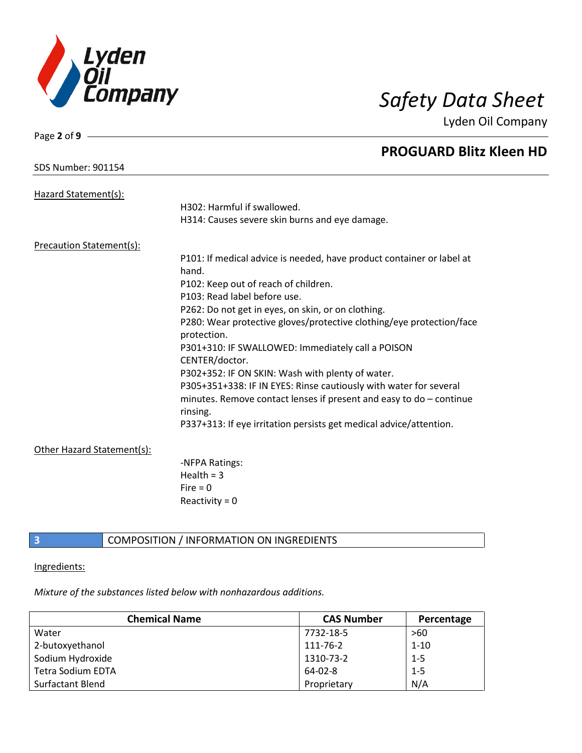SDS Number: 901154

Hazard Statement(s):

H302: Harmful if swallowed.
H314: Causes severe skin burns and eye damage.

Precaution Statement(s):

P101: If medical advice is needed, have product container or label at hand.
P102: Keep out of reach of children.
P103: Read label before use.
P262: Do not get in eyes, on skin, or on clothing.
P280: Wear protective gloves/protective clothing/eye protection/face protection.
P301+310: IF SWALLOWED: Immediately call a POISON CENTER/doctor.
P302+352: IF ON SKIN: Wash with plenty of water.
P305+351+338: IF IN EYES: Rinse cautiously with water for several minutes. Remove contact lenses if present and easy to do – continue rinsing.
P337+313: If eye irritation persists get medical advice/attention.

Other Hazard Statement(s):

-NFPA Ratings:
Health = 3
Fire = 0
Reactivity = 0

## 3 COMPOSITION / INFORMATION ON INGREDIENTS

Ingredients:

*Mixture of the substances listed below with nonhazardous additions.*

| Chemical Name | CAS Number | Percentage |
|---|---|---|
| Water | 7732-18-5 | >60 |
| 2-butoxyethanol | 111-76-2 | 1-10 |
| Sodium Hydroxide | 1310-73-2 | 1-5 |
| Tetra Sodium EDTA | 64-02-8 | 1-5 |
| Surfactant Blend | Proprietary | N/A |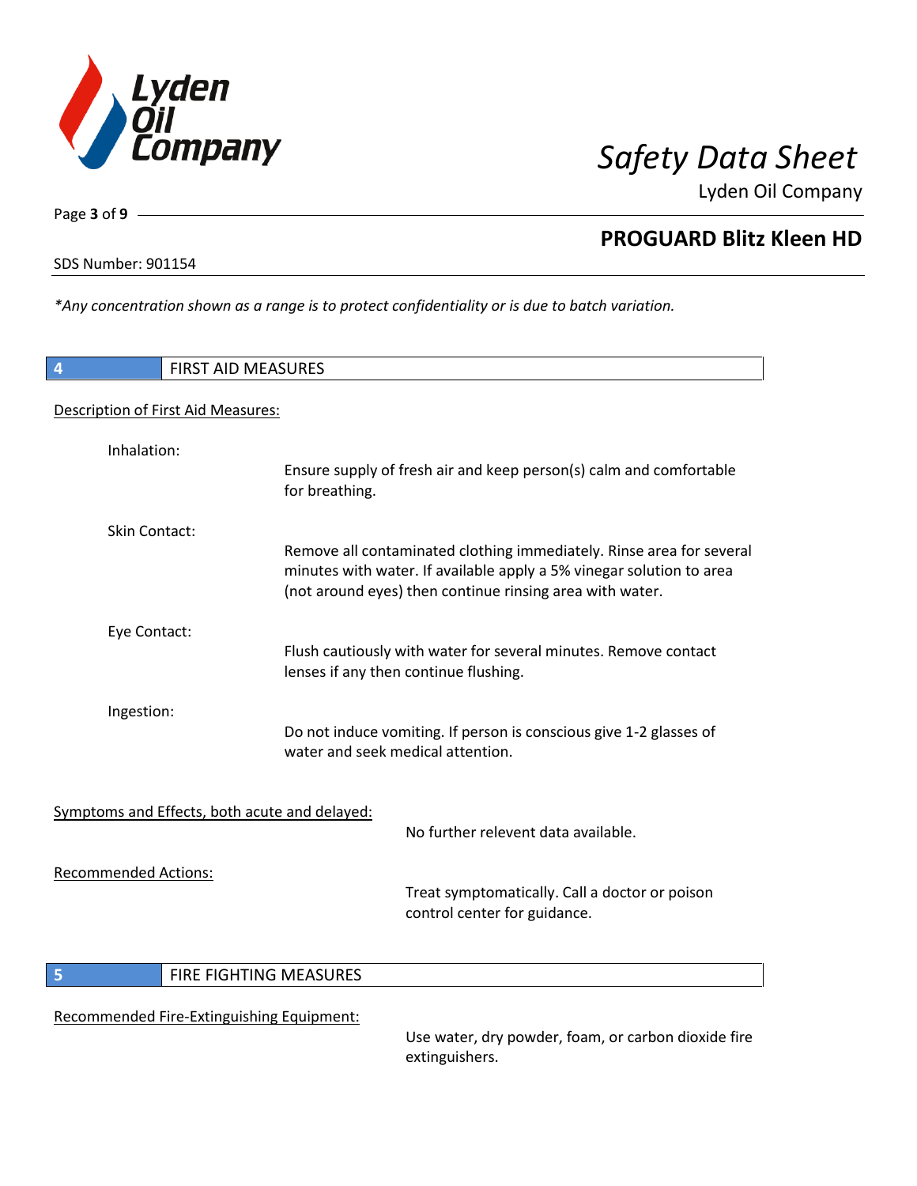*Any concentration shown as a range is to protect confidentiality or is due to batch variation.*

## 4 FIRST AID MEASURES

Description of First Aid Measures:

**Inhalation:**
Ensure supply of fresh air and keep person(s) calm and comfortable for breathing.

**Skin Contact:**
Remove all contaminated clothing immediately. Rinse area for several minutes with water. If available apply a 5% vinegar solution to area (not around eyes) then continue rinsing area with water.

**Eye Contact:**
Flush cautiously with water for several minutes. Remove contact lenses if any then continue flushing.

**Ingestion:**
Do not induce vomiting. If person is conscious give 1-2 glasses of water and seek medical attention.

Symptoms and Effects, both acute and delayed:

No further relevent data available.

Recommended Actions:

Treat symptomatically. Call a doctor or poison control center for guidance.

## 5 FIRE FIGHTING MEASURES

Recommended Fire-Extinguishing Equipment:

Use water, dry powder, foam, or carbon dioxide fire extinguishers.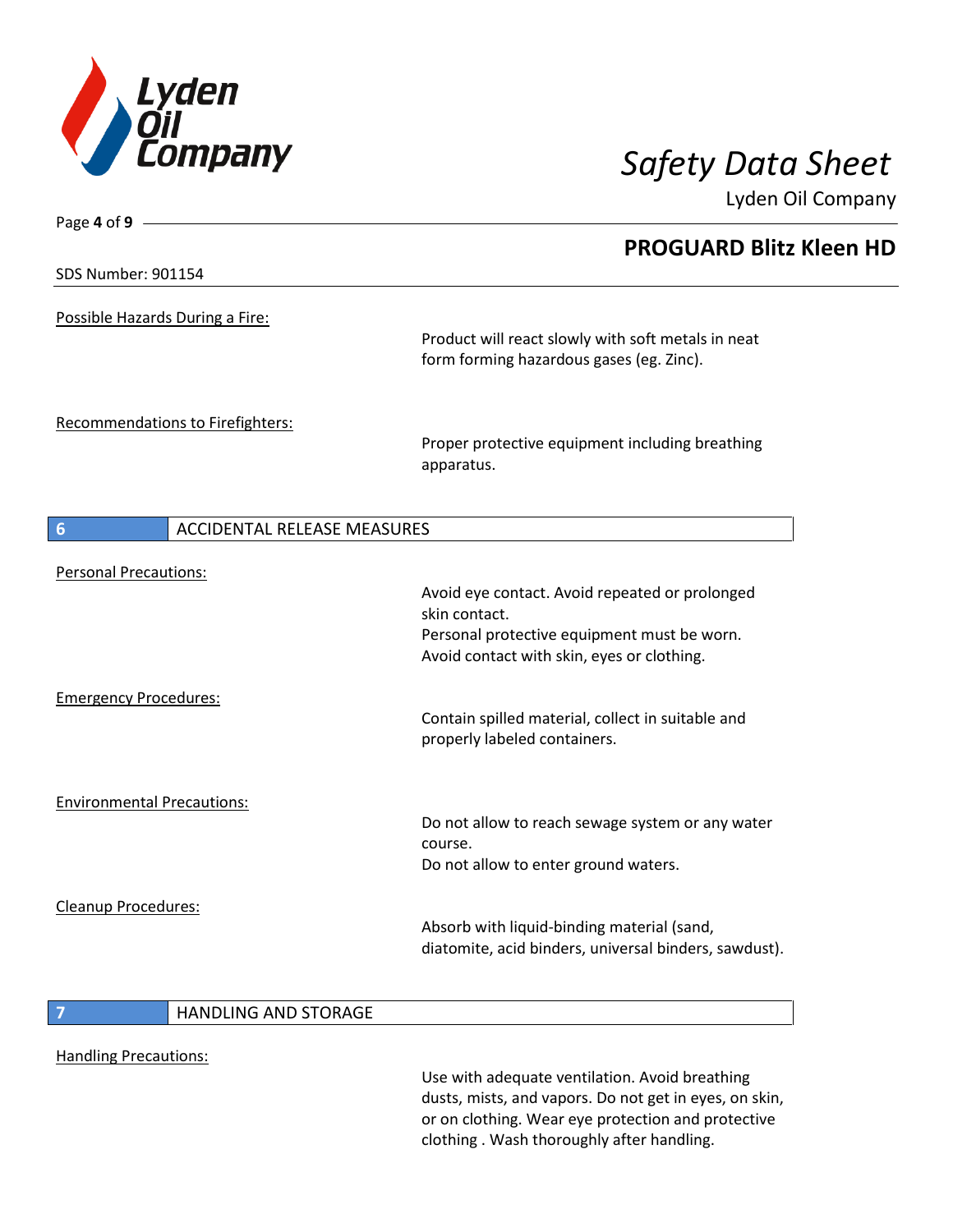Possible Hazards During a Fire:

Product will react slowly with soft metals in neat form forming hazardous gases (eg. Zinc).

Recommendations to Firefighters:

Proper protective equipment including breathing apparatus.

## 6 ACCIDENTAL RELEASE MEASURES

Personal Precautions:

Avoid eye contact. Avoid repeated or prolonged skin contact.
Personal protective equipment must be worn.
Avoid contact with skin, eyes or clothing.

Emergency Procedures:

Contain spilled material, collect in suitable and properly labeled containers.

Environmental Precautions:

Do not allow to reach sewage system or any water course.
Do not allow to enter ground waters.

Cleanup Procedures:

Absorb with liquid-binding material (sand, diatomite, acid binders, universal binders, sawdust).

## 7 HANDLING AND STORAGE

Handling Precautions:

Use with adequate ventilation. Avoid breathing dusts, mists, and vapors. Do not get in eyes, on skin, or on clothing. Wear eye protection and protective clothing . Wash thoroughly after handling.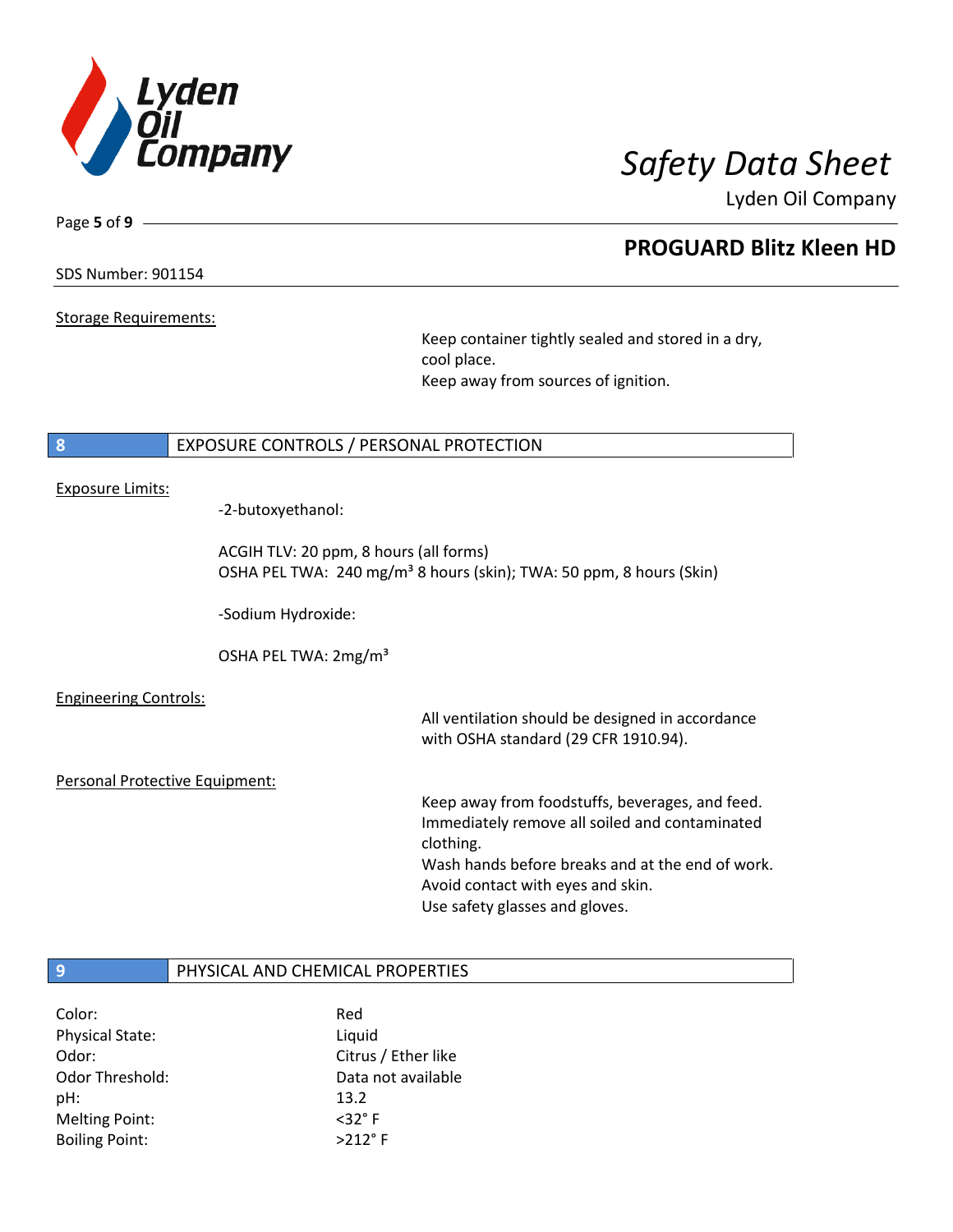Storage Requirements:

Keep container tightly sealed and stored in a dry, cool place.
Keep away from sources of ignition.

## 8 EXPOSURE CONTROLS / PERSONAL PROTECTION

Exposure Limits:

-2-butoxyethanol:

ACGIH TLV: 20 ppm, 8 hours (all forms)
OSHA PEL TWA: 240 mg/m³ 8 hours (skin); TWA: 50 ppm, 8 hours (Skin)

-Sodium Hydroxide:

OSHA PEL TWA: 2mg/m³

Engineering Controls:

All ventilation should be designed in accordance with OSHA standard (29 CFR 1910.94).

Personal Protective Equipment:

Keep away from foodstuffs, beverages, and feed.
Immediately remove all soiled and contaminated clothing.
Wash hands before breaks and at the end of work.
Avoid contact with eyes and skin.
Use safety glasses and gloves.

## 9 PHYSICAL AND CHEMICAL PROPERTIES

| | |
|---|---|
| Color: | Red |
| Physical State: | Liquid |
| Odor: | Citrus / Ether like |
| Odor Threshold: | Data not available |
| pH: | 13.2 |
| Melting Point: | <32° F |
| Boiling Point: | >212° F |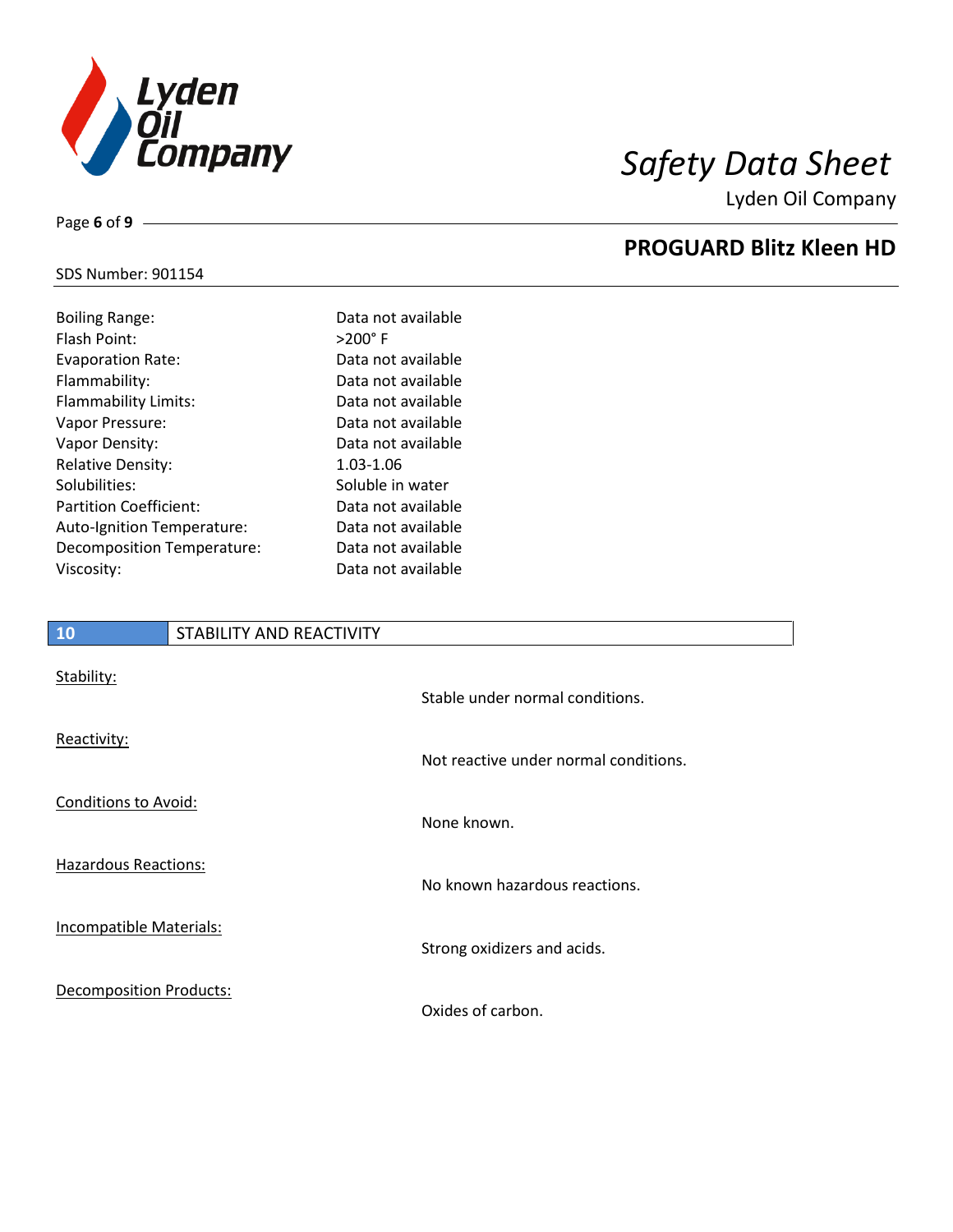| | |
|---|---|
| Boiling Range: | Data not available |
| Flash Point: | >200° F |
| Evaporation Rate: | Data not available |
| Flammability: | Data not available |
| Flammability Limits: | Data not available |
| Vapor Pressure: | Data not available |
| Vapor Density: | Data not available |
| Relative Density: | 1.03-1.06 |
| Solubilities: | Soluble in water |
| Partition Coefficient: | Data not available |
| Auto-Ignition Temperature: | Data not available |
| Decomposition Temperature: | Data not available |
| Viscosity: | Data not available |

## 10 STABILITY AND REACTIVITY

Stability:

Stable under normal conditions.

Reactivity:

Not reactive under normal conditions.

Conditions to Avoid:

None known.

Hazardous Reactions:

No known hazardous reactions.

Incompatible Materials:

Strong oxidizers and acids.

Decomposition Products:

Oxides of carbon.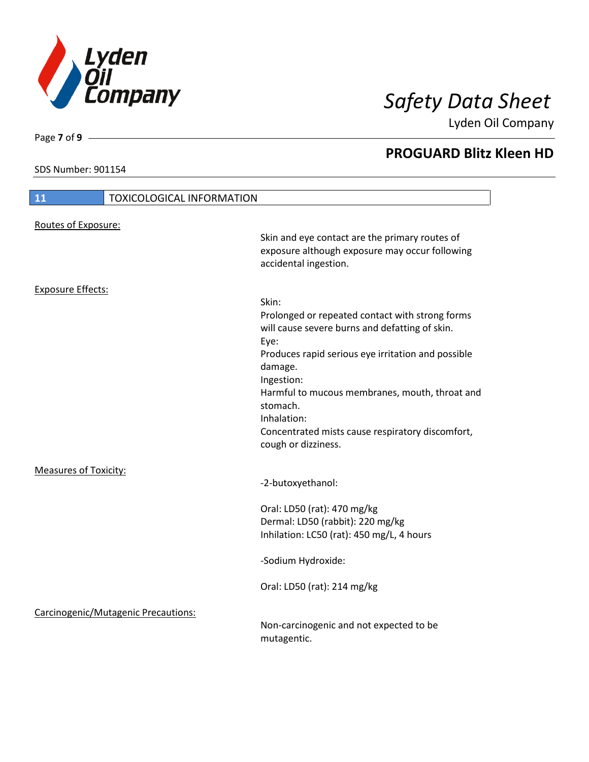## PROGUARD Blitz Kleen HD

SDS Number: 901154

## 11 TOXICOLOGICAL INFORMATION

Routes of Exposure:

Skin and eye contact are the primary routes of exposure although exposure may occur following accidental ingestion.

Exposure Effects:

Skin:
Prolonged or repeated contact with strong forms will cause severe burns and defatting of skin.
Eye:
Produces rapid serious eye irritation and possible damage.
Ingestion:
Harmful to mucous membranes, mouth, throat and stomach.
Inhalation:
Concentrated mists cause respiratory discomfort, cough or dizziness.

Measures of Toxicity:

-2-butoxyethanol:

Oral: LD50 (rat): 470 mg/kg
Dermal: LD50 (rabbit): 220 mg/kg
Inhilation: LC50 (rat): 450 mg/L, 4 hours

-Sodium Hydroxide:

Oral: LD50 (rat): 214 mg/kg

Carcinogenic/Mutagenic Precautions:

Non-carcinogenic and not expected to be mutagentic.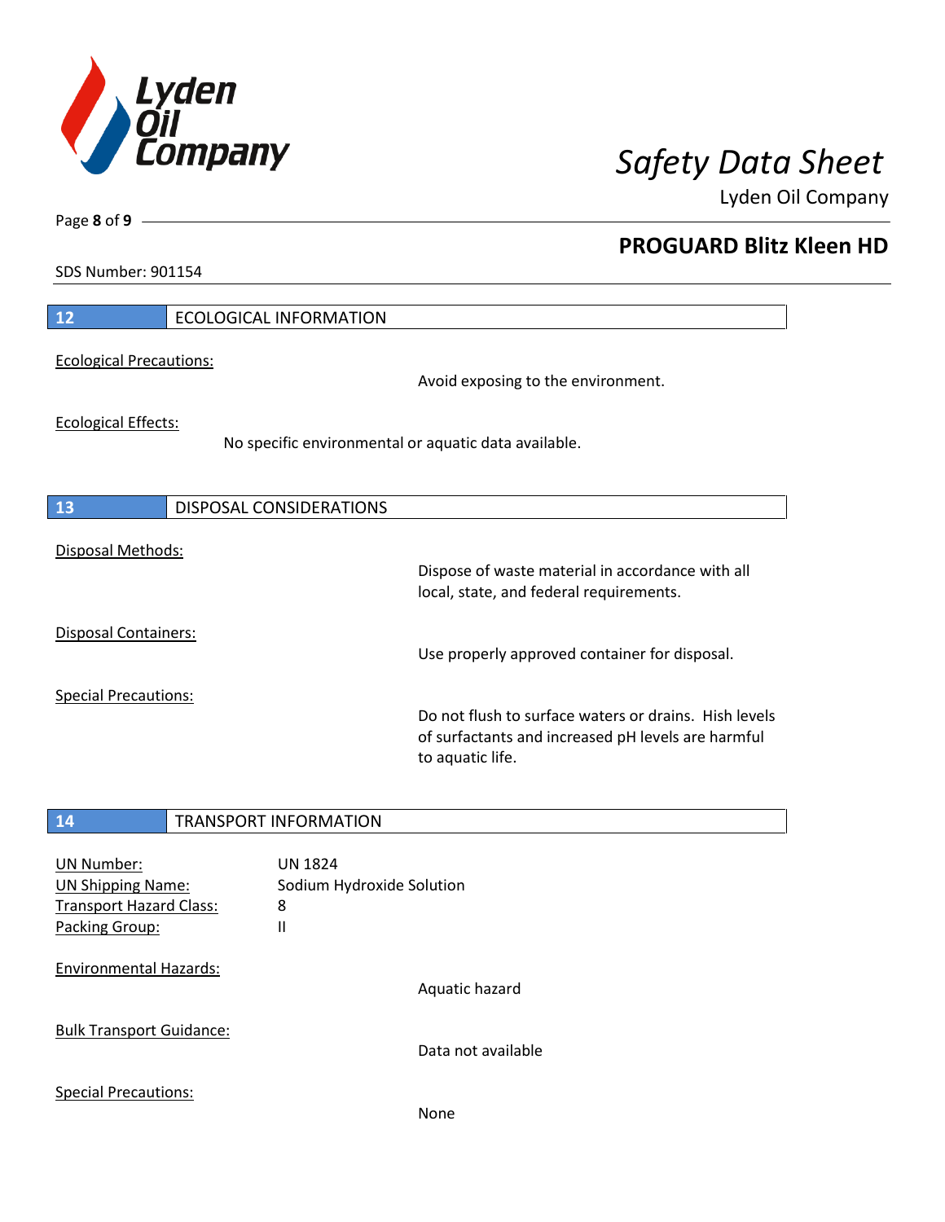## 12 ECOLOGICAL INFORMATION

Ecological Precautions:

Avoid exposing to the environment.

Ecological Effects:

No specific environmental or aquatic data available.

## 13 DISPOSAL CONSIDERATIONS

Disposal Methods:

Dispose of waste material in accordance with all local, state, and federal requirements.

Disposal Containers:

Use properly approved container for disposal.

Special Precautions:

Do not flush to surface waters or drains. Hish levels of surfactants and increased pH levels are harmful to aquatic life.

## 14 TRANSPORT INFORMATION

| | |
|---|---|
| UN Number: | UN 1824 |
| UN Shipping Name: | Sodium Hydroxide Solution |
| Transport Hazard Class: | 8 |
| Packing Group: | II |

Environmental Hazards:

Aquatic hazard

Bulk Transport Guidance:

Data not available

Special Precautions:

None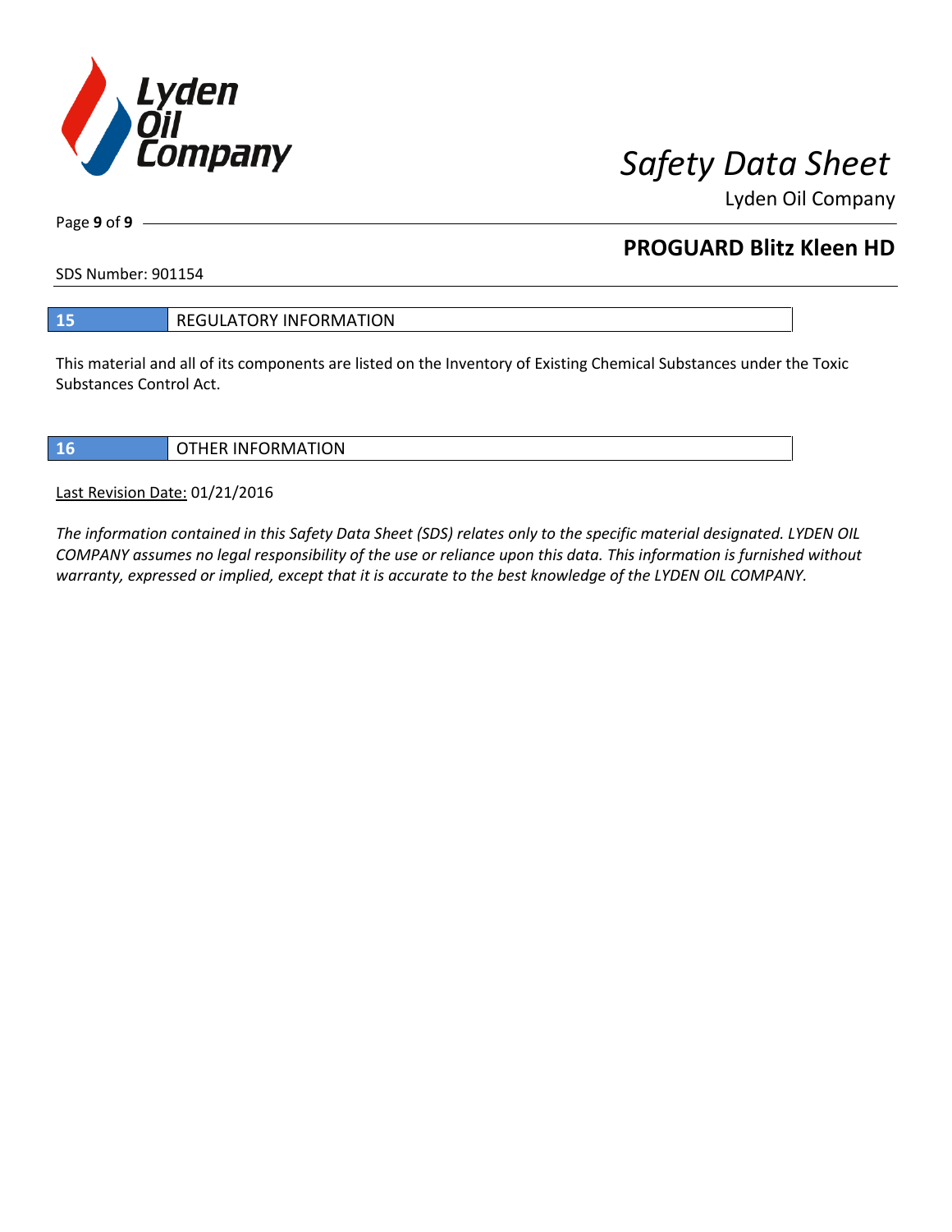## 15 REGULATORY INFORMATION

This material and all of its components are listed on the Inventory of Existing Chemical Substances under the Toxic Substances Control Act.

## 16 OTHER INFORMATION

Last Revision Date: 01/21/2016

*The information contained in this Safety Data Sheet (SDS) relates only to the specific material designated. LYDEN OIL COMPANY assumes no legal responsibility of the use or reliance upon this data. This information is furnished without warranty, expressed or implied, except that it is accurate to the best knowledge of the LYDEN OIL COMPANY.*